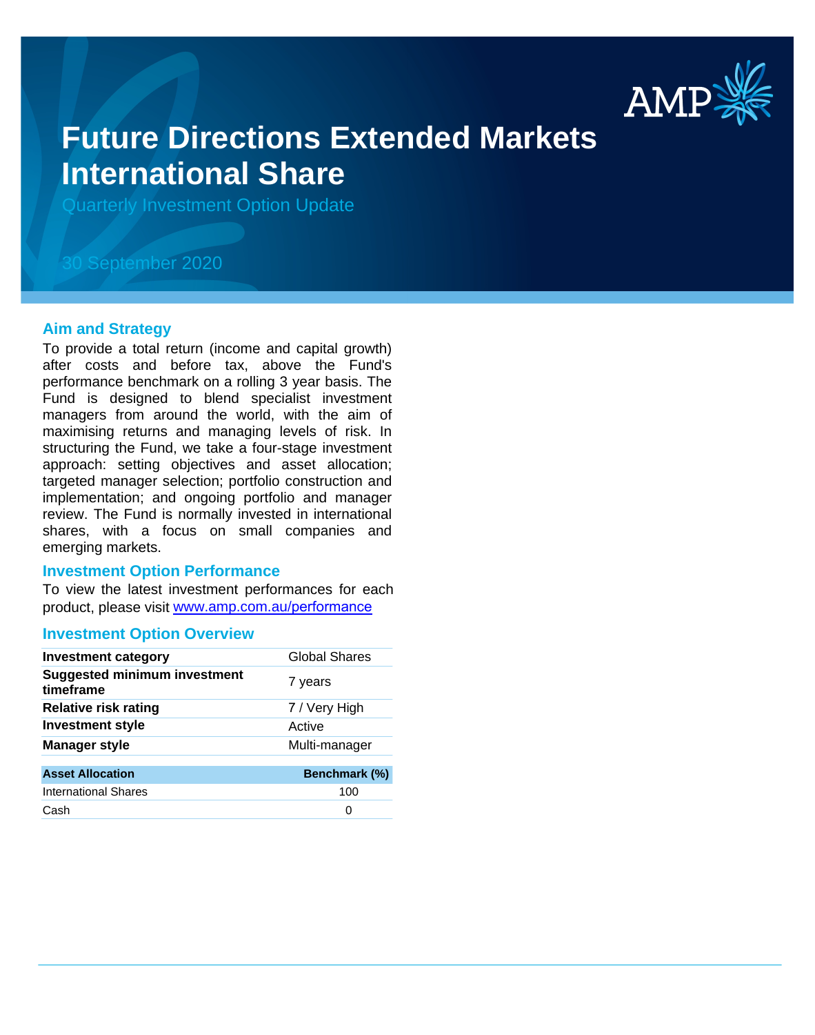# Future Directions Extended Markets International Share

Quarterly Investment Option Update

30 September 2020

## Aim and Strategy

To provide a total return (income and capital growth) after costs and before tax, above the Fund's performance benchmark on a rolling 3 year basis. The Fund is designed to blend specialist investment managers from around the world, with the aim of maximising returns and managing levels of risk. In structuring the Fund, we take a four-stage investment approach: setting objectives and asset allocation; targeted manager selection; portfolio construction and implementation; and ongoing portfolio and manager review. The Fund is normally invested in international shares, with a focus on small companies and emerging markets.

## Investment Option Performance

To view the latest investment performances for each product, please visit [www.amp.com.au/performance](www.amp.com.au/performance)

## Investment Option Overview

| | |
|---|---|
| **Investment category** | Global Shares |
| **Suggested minimum investment timeframe** | 7 years |
| **Relative risk rating** | 7 / Very High |
| **Investment style** | Active |
| **Manager style** | Multi-manager |

| Asset Allocation | Benchmark (%) |
|---|---|
| International Shares | 100 |
| Cash | 0 |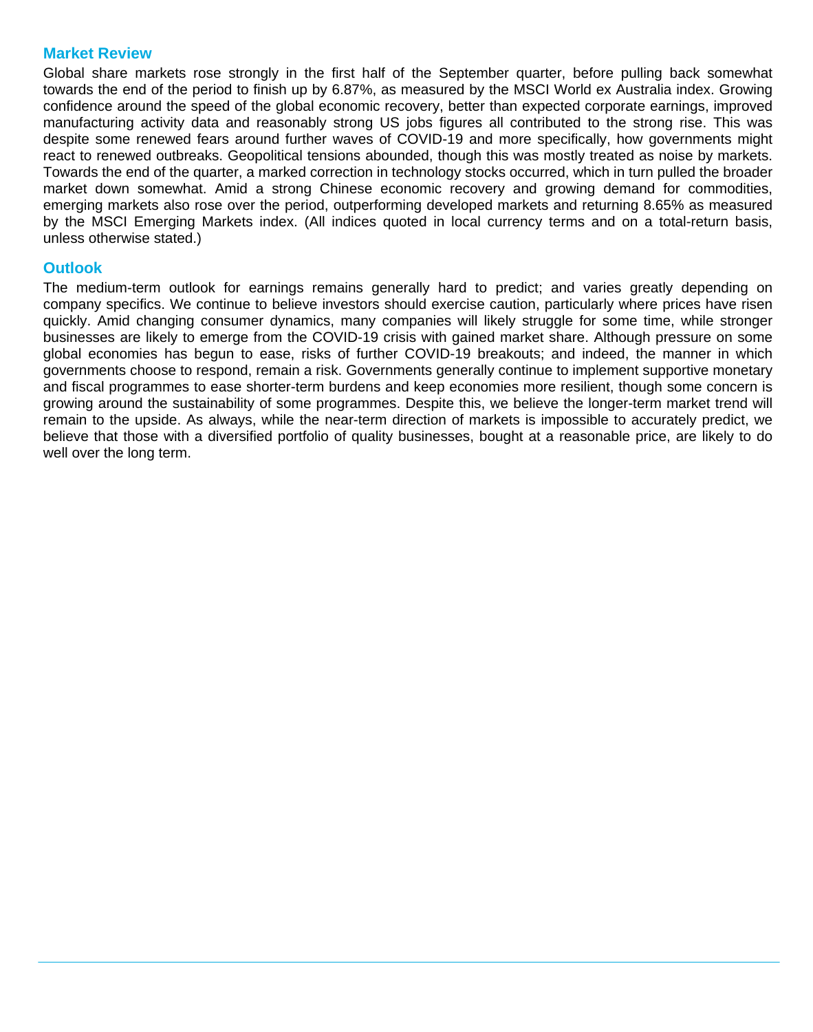## Market Review

Global share markets rose strongly in the first half of the September quarter, before pulling back somewhat towards the end of the period to finish up by 6.87%, as measured by the MSCI World ex Australia index. Growing confidence around the speed of the global economic recovery, better than expected corporate earnings, improved manufacturing activity data and reasonably strong US jobs figures all contributed to the strong rise. This was despite some renewed fears around further waves of COVID-19 and more specifically, how governments might react to renewed outbreaks. Geopolitical tensions abounded, though this was mostly treated as noise by markets. Towards the end of the quarter, a marked correction in technology stocks occurred, which in turn pulled the broader market down somewhat. Amid a strong Chinese economic recovery and growing demand for commodities, emerging markets also rose over the period, outperforming developed markets and returning 8.65% as measured by the MSCI Emerging Markets index. (All indices quoted in local currency terms and on a total-return basis, unless otherwise stated.)

## Outlook

The medium-term outlook for earnings remains generally hard to predict; and varies greatly depending on company specifics. We continue to believe investors should exercise caution, particularly where prices have risen quickly. Amid changing consumer dynamics, many companies will likely struggle for some time, while stronger businesses are likely to emerge from the COVID-19 crisis with gained market share. Although pressure on some global economies has begun to ease, risks of further COVID-19 breakouts; and indeed, the manner in which governments choose to respond, remain a risk. Governments generally continue to implement supportive monetary and fiscal programmes to ease shorter-term burdens and keep economies more resilient, though some concern is growing around the sustainability of some programmes. Despite this, we believe the longer-term market trend will remain to the upside. As always, while the near-term direction of markets is impossible to accurately predict, we believe that those with a diversified portfolio of quality businesses, bought at a reasonable price, are likely to do well over the long term.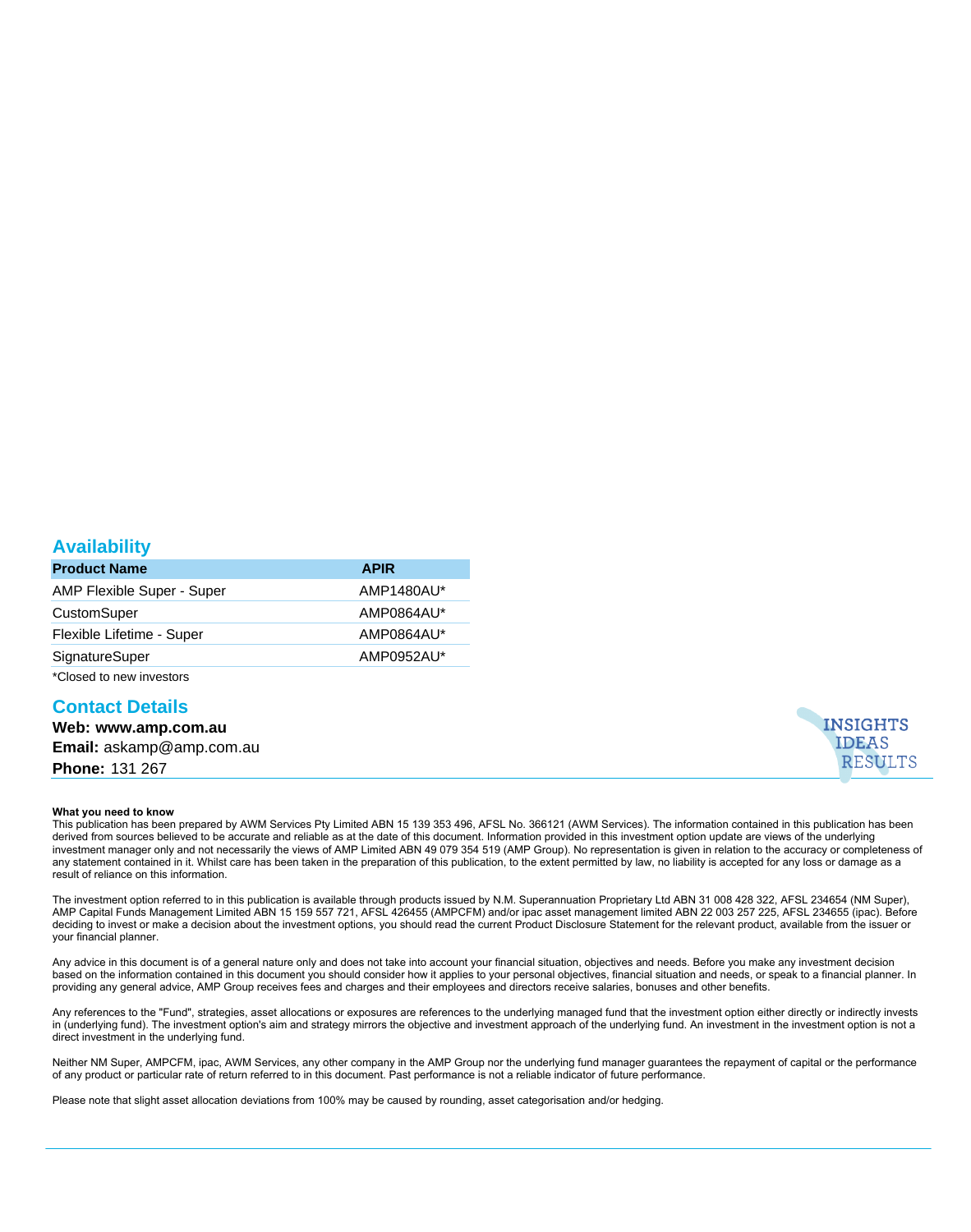## Availability

| Product Name | APIR |
|---|---|
| AMP Flexible Super - Super | AMP1480AU* |
| CustomSuper | AMP0864AU* |
| Flexible Lifetime - Super | AMP0864AU* |
| SignatureSuper | AMP0952AU* |

*Closed to new investors

## Contact Details

**Web: www.amp.com.au**
**Email:** askamp@amp.com.au
**Phone:** 131 267

INSIGHTS
IDEAS
RESULTS

**What you need to know**
This publication has been prepared by AWM Services Pty Limited ABN 15 139 353 496, AFSL No. 366121 (AWM Services). The information contained in this publication has been derived from sources believed to be accurate and reliable as at the date of this document. Information provided in this investment option update are views of the underlying investment manager only and not necessarily the views of AMP Limited ABN 49 079 354 519 (AMP Group). No representation is given in relation to the accuracy or completeness of any statement contained in it. Whilst care has been taken in the preparation of this publication, to the extent permitted by law, no liability is accepted for any loss or damage as a result of reliance on this information.

The investment option referred to in this publication is available through products issued by N.M. Superannuation Proprietary Ltd ABN 31 008 428 322, AFSL 234654 (NM Super), AMP Capital Funds Management Limited ABN 15 159 557 721, AFSL 426455 (AMPCFM) and/or ipac asset management limited ABN 22 003 257 225, AFSL 234655 (ipac). Before deciding to invest or make a decision about the investment options, you should read the current Product Disclosure Statement for the relevant product, available from the issuer or your financial planner.

Any advice in this document is of a general nature only and does not take into account your financial situation, objectives and needs. Before you make any investment decision based on the information contained in this document you should consider how it applies to your personal objectives, financial situation and needs, or speak to a financial planner. In providing any general advice, AMP Group receives fees and charges and their employees and directors receive salaries, bonuses and other benefits.

Any references to the "Fund", strategies, asset allocations or exposures are references to the underlying managed fund that the investment option either directly or indirectly invests in (underlying fund). The investment option's aim and strategy mirrors the objective and investment approach of the underlying fund. An investment in the investment option is not a direct investment in the underlying fund.

Neither NM Super, AMPCFM, ipac, AWM Services, any other company in the AMP Group nor the underlying fund manager guarantees the repayment of capital or the performance of any product or particular rate of return referred to in this document. Past performance is not a reliable indicator of future performance.

Please note that slight asset allocation deviations from 100% may be caused by rounding, asset categorisation and/or hedging.